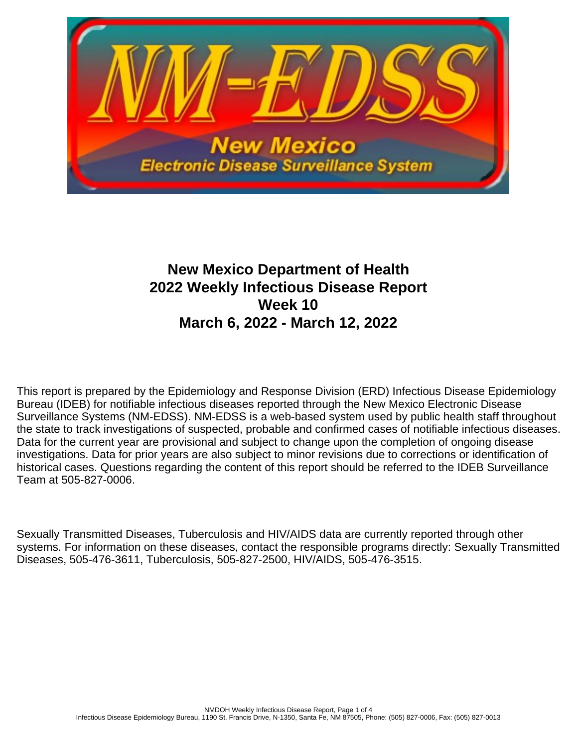# New Mexico Department of Health
# 2022 Weekly Infectious Disease Report
# Week 10
# March 6, 2022 - March 12, 2022

This report is prepared by the Epidemiology and Response Division (ERD) Infectious Disease Epidemiology Bureau (IDEB) for notifiable infectious diseases reported through the New Mexico Electronic Disease Surveillance Systems (NM-EDSS). NM-EDSS is a web-based system used by public health staff throughout the state to track investigations of suspected, probable and confirmed cases of notifiable infectious diseases. Data for the current year are provisional and subject to change upon the completion of ongoing disease investigations. Data for prior years are also subject to minor revisions due to corrections or identification of historical cases. Questions regarding the content of this report should be referred to the IDEB Surveillance Team at 505-827-0006.

Sexually Transmitted Diseases, Tuberculosis and HIV/AIDS data are currently reported through other systems. For information on these diseases, contact the responsible programs directly: Sexually Transmitted Diseases, 505-476-3611, Tuberculosis, 505-827-2500, HIV/AIDS, 505-476-3515.

Infectious Disease Epidemiology Bureau, 1190 St. Francis Drive, N-1350, Santa Fe, NM 87505, Phone: (505) 827-0006, Fax: (505) 827-0013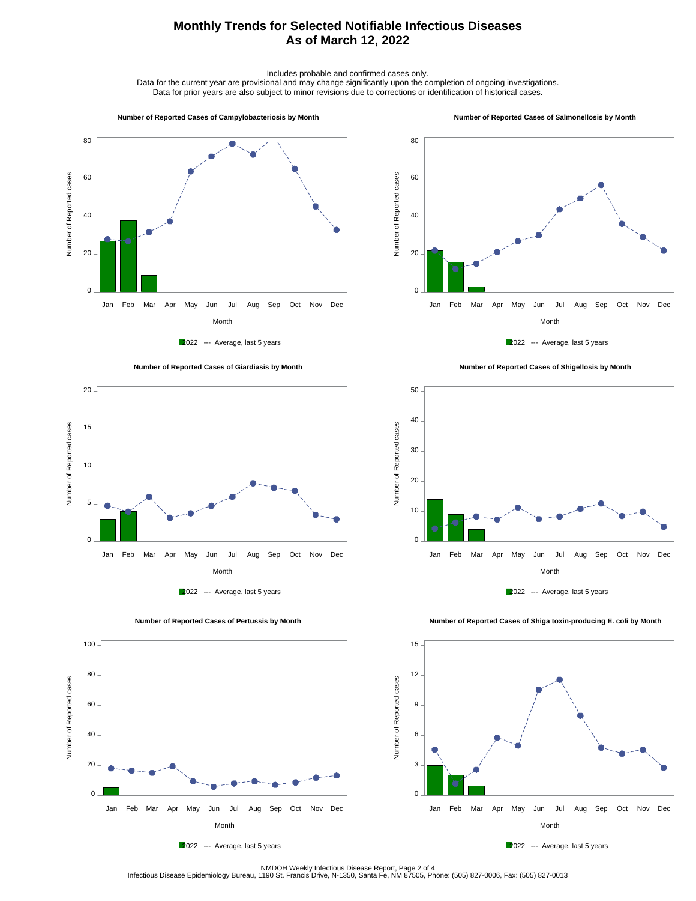# Monthly Trends for Selected Notifiable Infectious Diseases
# As of March 12, 2022

Includes probable and confirmed cases only.
Data for the current year are provisional and may change significantly upon the completion of ongoing investigations.
Data for prior years are also subject to minor revisions due to corrections or identification of historical cases.

**Number of Reported Cases of Campylobacteriosis by Month**

Number of Reported cases (0–80) by Month (Jan–Dec)

2022 --- Average, last 5 years

**Number of Reported Cases of Salmonellosis by Month**

Number of Reported cases (0–80) by Month (Jan–Dec)

2022 --- Average, last 5 years

**Number of Reported Cases of Giardiasis by Month**

Number of Reported cases (0–20) by Month (Jan–Dec)

2022 --- Average, last 5 years

**Number of Reported Cases of Shigellosis by Month**

Number of Reported cases (0–50) by Month (Jan–Dec)

2022 --- Average, last 5 years

**Number of Reported Cases of Pertussis by Month**

Number of Reported cases (0–100) by Month (Jan–Dec)

2022 --- Average, last 5 years

**Number of Reported Cases of Shiga toxin-producing E. coli by Month**

Number of Reported cases (0–15) by Month (Jan–Dec)

2022 --- Average, last 5 years

NMDOH Weekly Infectious Disease Report, Page 2 of 4
Infectious Disease Epidemiology Bureau, 1190 St. Francis Drive, N-1350, Santa Fe, NM 87505, Phone: (505) 827-0006, Fax: (505) 827-0013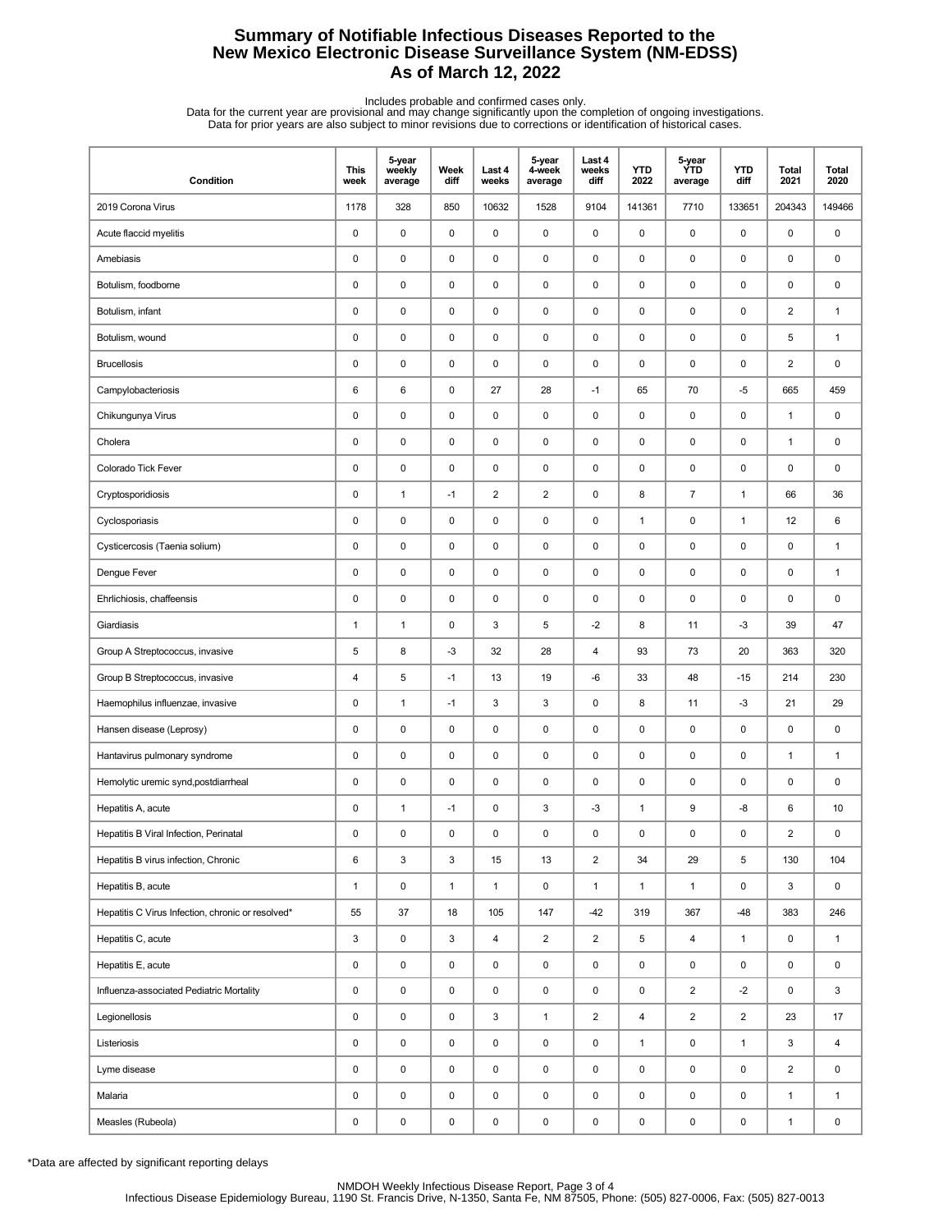# Summary of Notifiable Infectious Diseases Reported to the New Mexico Electronic Disease Surveillance System (NM-EDSS)
## As of March 12, 2022

Includes probable and confirmed cases only.
Data for the current year are provisional and may change significantly upon the completion of ongoing investigations.
Data for prior years are also subject to minor revisions due to corrections or identification of historical cases.

| Condition | This week | 5-year weekly average | Week diff | Last 4 weeks | 5-year 4-week average | Last 4 weeks diff | YTD 2022 | 5-year YTD average | YTD diff | Total 2021 | Total 2020 |
|---|---|---|---|---|---|---|---|---|---|---|---|
| 2019 Corona Virus | 1178 | 328 | 850 | 10632 | 1528 | 9104 | 141361 | 7710 | 133651 | 204343 | 149466 |
| Acute flaccid myelitis | 0 | 0 | 0 | 0 | 0 | 0 | 0 | 0 | 0 | 0 | 0 |
| Amebiasis | 0 | 0 | 0 | 0 | 0 | 0 | 0 | 0 | 0 | 0 | 0 |
| Botulism, foodborne | 0 | 0 | 0 | 0 | 0 | 0 | 0 | 0 | 0 | 0 | 0 |
| Botulism, infant | 0 | 0 | 0 | 0 | 0 | 0 | 0 | 0 | 0 | 2 | 1 |
| Botulism, wound | 0 | 0 | 0 | 0 | 0 | 0 | 0 | 0 | 0 | 5 | 1 |
| Brucellosis | 0 | 0 | 0 | 0 | 0 | 0 | 0 | 0 | 0 | 2 | 0 |
| Campylobacteriosis | 6 | 6 | 0 | 27 | 28 | -1 | 65 | 70 | -5 | 665 | 459 |
| Chikungunya Virus | 0 | 0 | 0 | 0 | 0 | 0 | 0 | 0 | 0 | 1 | 0 |
| Cholera | 0 | 0 | 0 | 0 | 0 | 0 | 0 | 0 | 0 | 1 | 0 |
| Colorado Tick Fever | 0 | 0 | 0 | 0 | 0 | 0 | 0 | 0 | 0 | 0 | 0 |
| Cryptosporidiosis | 0 | 1 | -1 | 2 | 2 | 0 | 8 | 7 | 1 | 66 | 36 |
| Cyclosporiasis | 0 | 0 | 0 | 0 | 0 | 0 | 1 | 0 | 1 | 12 | 6 |
| Cysticercosis (Taenia solium) | 0 | 0 | 0 | 0 | 0 | 0 | 0 | 0 | 0 | 0 | 1 |
| Dengue Fever | 0 | 0 | 0 | 0 | 0 | 0 | 0 | 0 | 0 | 0 | 1 |
| Ehrlichiosis, chaffeensis | 0 | 0 | 0 | 0 | 0 | 0 | 0 | 0 | 0 | 0 | 0 |
| Giardiasis | 1 | 1 | 0 | 3 | 5 | -2 | 8 | 11 | -3 | 39 | 47 |
| Group A Streptococcus, invasive | 5 | 8 | -3 | 32 | 28 | 4 | 93 | 73 | 20 | 363 | 320 |
| Group B Streptococcus, invasive | 4 | 5 | -1 | 13 | 19 | -6 | 33 | 48 | -15 | 214 | 230 |
| Haemophilus influenzae, invasive | 0 | 1 | -1 | 3 | 3 | 0 | 8 | 11 | -3 | 21 | 29 |
| Hansen disease (Leprosy) | 0 | 0 | 0 | 0 | 0 | 0 | 0 | 0 | 0 | 0 | 0 |
| Hantavirus pulmonary syndrome | 0 | 0 | 0 | 0 | 0 | 0 | 0 | 0 | 0 | 1 | 1 |
| Hemolytic uremic synd,postdiarrheal | 0 | 0 | 0 | 0 | 0 | 0 | 0 | 0 | 0 | 0 | 0 |
| Hepatitis A, acute | 0 | 1 | -1 | 0 | 3 | -3 | 1 | 9 | -8 | 6 | 10 |
| Hepatitis B Viral Infection, Perinatal | 0 | 0 | 0 | 0 | 0 | 0 | 0 | 0 | 0 | 2 | 0 |
| Hepatitis B virus infection, Chronic | 6 | 3 | 3 | 15 | 13 | 2 | 34 | 29 | 5 | 130 | 104 |
| Hepatitis B, acute | 1 | 0 | 1 | 1 | 0 | 1 | 1 | 1 | 0 | 3 | 0 |
| Hepatitis C Virus Infection, chronic or resolved* | 55 | 37 | 18 | 105 | 147 | -42 | 319 | 367 | -48 | 383 | 246 |
| Hepatitis C, acute | 3 | 0 | 3 | 4 | 2 | 2 | 5 | 4 | 1 | 0 | 1 |
| Hepatitis E, acute | 0 | 0 | 0 | 0 | 0 | 0 | 0 | 0 | 0 | 0 | 0 |
| Influenza-associated Pediatric Mortality | 0 | 0 | 0 | 0 | 0 | 0 | 0 | 2 | -2 | 0 | 3 |
| Legionellosis | 0 | 0 | 0 | 3 | 1 | 2 | 4 | 2 | 2 | 23 | 17 |
| Listeriosis | 0 | 0 | 0 | 0 | 0 | 0 | 1 | 0 | 1 | 3 | 4 |
| Lyme disease | 0 | 0 | 0 | 0 | 0 | 0 | 0 | 0 | 0 | 2 | 0 |
| Malaria | 0 | 0 | 0 | 0 | 0 | 0 | 0 | 0 | 0 | 1 | 1 |
| Measles (Rubeola) | 0 | 0 | 0 | 0 | 0 | 0 | 0 | 0 | 0 | 1 | 0 |

*Data are affected by significant reporting delays

NMDOH Weekly Infectious Disease Report, Page 3 of 4
Infectious Disease Epidemiology Bureau, 1190 St. Francis Drive, N-1350, Santa Fe, NM 87505, Phone: (505) 827-0006, Fax: (505) 827-0013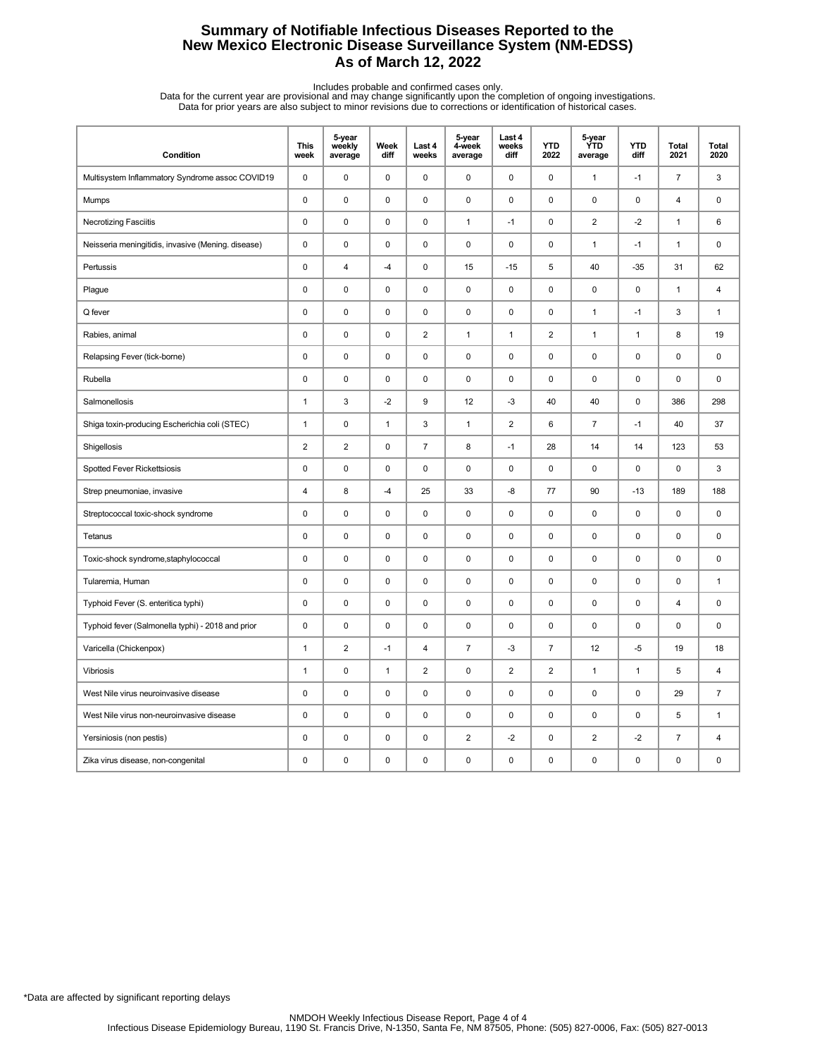# Summary of Notifiable Infectious Diseases Reported to the New Mexico Electronic Disease Surveillance System (NM-EDSS)
## As of March 12, 2022

Includes probable and confirmed cases only.
Data for the current year are provisional and may change significantly upon the completion of ongoing investigations.
Data for prior years are also subject to minor revisions due to corrections or identification of historical cases.

| Condition | This week | 5-year weekly average | Week diff | Last 4 weeks | 5-year 4-week average | Last 4 weeks diff | YTD 2022 | 5-year YTD average | YTD diff | Total 2021 | Total 2020 |
|---|---|---|---|---|---|---|---|---|---|---|---|
| Multisystem Inflammatory Syndrome assoc COVID19 | 0 | 0 | 0 | 0 | 0 | 0 | 0 | 1 | -1 | 7 | 3 |
| Mumps | 0 | 0 | 0 | 0 | 0 | 0 | 0 | 0 | 0 | 4 | 0 |
| Necrotizing Fasciitis | 0 | 0 | 0 | 0 | 1 | -1 | 0 | 2 | -2 | 1 | 6 |
| Neisseria meningitidis, invasive (Mening. disease) | 0 | 0 | 0 | 0 | 0 | 0 | 0 | 1 | -1 | 1 | 0 |
| Pertussis | 0 | 4 | -4 | 0 | 15 | -15 | 5 | 40 | -35 | 31 | 62 |
| Plague | 0 | 0 | 0 | 0 | 0 | 0 | 0 | 0 | 0 | 1 | 4 |
| Q fever | 0 | 0 | 0 | 0 | 0 | 0 | 0 | 1 | -1 | 3 | 1 |
| Rabies, animal | 0 | 0 | 0 | 2 | 1 | 1 | 2 | 1 | 1 | 8 | 19 |
| Relapsing Fever (tick-borne) | 0 | 0 | 0 | 0 | 0 | 0 | 0 | 0 | 0 | 0 | 0 |
| Rubella | 0 | 0 | 0 | 0 | 0 | 0 | 0 | 0 | 0 | 0 | 0 |
| Salmonellosis | 1 | 3 | -2 | 9 | 12 | -3 | 40 | 40 | 0 | 386 | 298 |
| Shiga toxin-producing Escherichia coli (STEC) | 1 | 0 | 1 | 3 | 1 | 2 | 6 | 7 | -1 | 40 | 37 |
| Shigellosis | 2 | 2 | 0 | 7 | 8 | -1 | 28 | 14 | 14 | 123 | 53 |
| Spotted Fever Rickettsiosis | 0 | 0 | 0 | 0 | 0 | 0 | 0 | 0 | 0 | 0 | 3 |
| Strep pneumoniae, invasive | 4 | 8 | -4 | 25 | 33 | -8 | 77 | 90 | -13 | 189 | 188 |
| Streptococcal toxic-shock syndrome | 0 | 0 | 0 | 0 | 0 | 0 | 0 | 0 | 0 | 0 | 0 |
| Tetanus | 0 | 0 | 0 | 0 | 0 | 0 | 0 | 0 | 0 | 0 | 0 |
| Toxic-shock syndrome,staphylococcal | 0 | 0 | 0 | 0 | 0 | 0 | 0 | 0 | 0 | 0 | 0 |
| Tularemia, Human | 0 | 0 | 0 | 0 | 0 | 0 | 0 | 0 | 0 | 0 | 1 |
| Typhoid Fever (S. enteritica typhi) | 0 | 0 | 0 | 0 | 0 | 0 | 0 | 0 | 0 | 4 | 0 |
| Typhoid fever (Salmonella typhi) - 2018 and prior | 0 | 0 | 0 | 0 | 0 | 0 | 0 | 0 | 0 | 0 | 0 |
| Varicella (Chickenpox) | 1 | 2 | -1 | 4 | 7 | -3 | 7 | 12 | -5 | 19 | 18 |
| Vibriosis | 1 | 0 | 1 | 2 | 0 | 2 | 2 | 1 | 1 | 5 | 4 |
| West Nile virus neuroinvasive disease | 0 | 0 | 0 | 0 | 0 | 0 | 0 | 0 | 0 | 29 | 7 |
| West Nile virus non-neuroinvasive disease | 0 | 0 | 0 | 0 | 0 | 0 | 0 | 0 | 0 | 5 | 1 |
| Yersiniosis (non pestis) | 0 | 0 | 0 | 0 | 2 | -2 | 0 | 2 | -2 | 7 | 4 |
| Zika virus disease, non-congenital | 0 | 0 | 0 | 0 | 0 | 0 | 0 | 0 | 0 | 0 | 0 |

*Data are affected by significant reporting delays

NMDOH Weekly Infectious Disease Report
Infectious Disease Epidemiology Bureau, 1190 St. Francis Drive, N-1350, Santa Fe, NM 87505, Phone: (505) 827-0006, Fax: (505) 827-0013